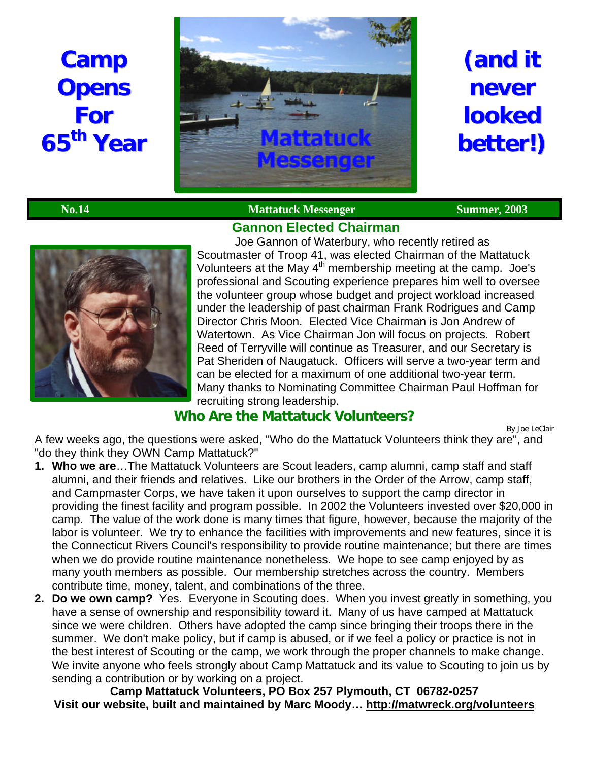# Camp Opens For 65th Year

**Mattatuck Messenger**

# (and it never looked better!)

**No.14** | **Mattatuck Messenger** | **Summer, 2003**

## Gannon Elected Chairman

Joe Gannon of Waterbury, who recently retired as Scoutmaster of Troop 41, was elected Chairman of the Mattatuck Volunteers at the May 4th membership meeting at the camp. Joe's professional and Scouting experience prepares him well to oversee the volunteer group whose budget and project workload increased under the leadership of past chairman Frank Rodrigues and Camp Director Chris Moon. Elected Vice Chairman is Jon Andrew of Watertown. As Vice Chairman Jon will focus on projects. Robert Reed of Terryville will continue as Treasurer, and our Secretary is Pat Sheriden of Naugatuck. Officers will serve a two-year term and can be elected for a maximum of one additional two-year term. Many thanks to Nominating Committee Chairman Paul Hoffman for recruiting strong leadership.

## Who Are the Mattatuck Volunteers?

*By Joe LeClair*

A few weeks ago, the questions were asked, "Who do the Mattatuck Volunteers think they are", and "do they think they OWN Camp Mattatuck?"

1. **Who we are**…The Mattatuck Volunteers are Scout leaders, camp alumni, camp staff and staff alumni, and their friends and relatives. Like our brothers in the Order of the Arrow, camp staff, and Campmaster Corps, we have taken it upon ourselves to support the camp director in providing the finest facility and program possible. In 2002 the Volunteers invested over $20,000 in camp. The value of the work done is many times that figure, however, because the majority of the labor is volunteer. We try to enhance the facilities with improvements and new features, since it is the Connecticut Rivers Council's responsibility to provide routine maintenance; but there are times when we do provide routine maintenance nonetheless. We hope to see camp enjoyed by as many youth members as possible. Our membership stretches across the country. Members contribute time, money, talent, and combinations of the three.
2. **Do we own camp?** Yes. Everyone in Scouting does. When you invest greatly in something, you have a sense of ownership and responsibility toward it. Many of us have camped at Mattatuck since we were children. Others have adopted the camp since bringing their troops there in the summer. We don't make policy, but if camp is abused, or if we feel a policy or practice is not in the best interest of Scouting or the camp, we work through the proper channels to make change. We invite anyone who feels strongly about Camp Mattatuck and its value to Scouting to join us by sending a contribution or by working on a project.

**Camp Mattatuck Volunteers, PO Box 257 Plymouth, CT 06782-0257**

**Visit our website, built and maintained by Marc Moody… http://matwreck.org/volunteers**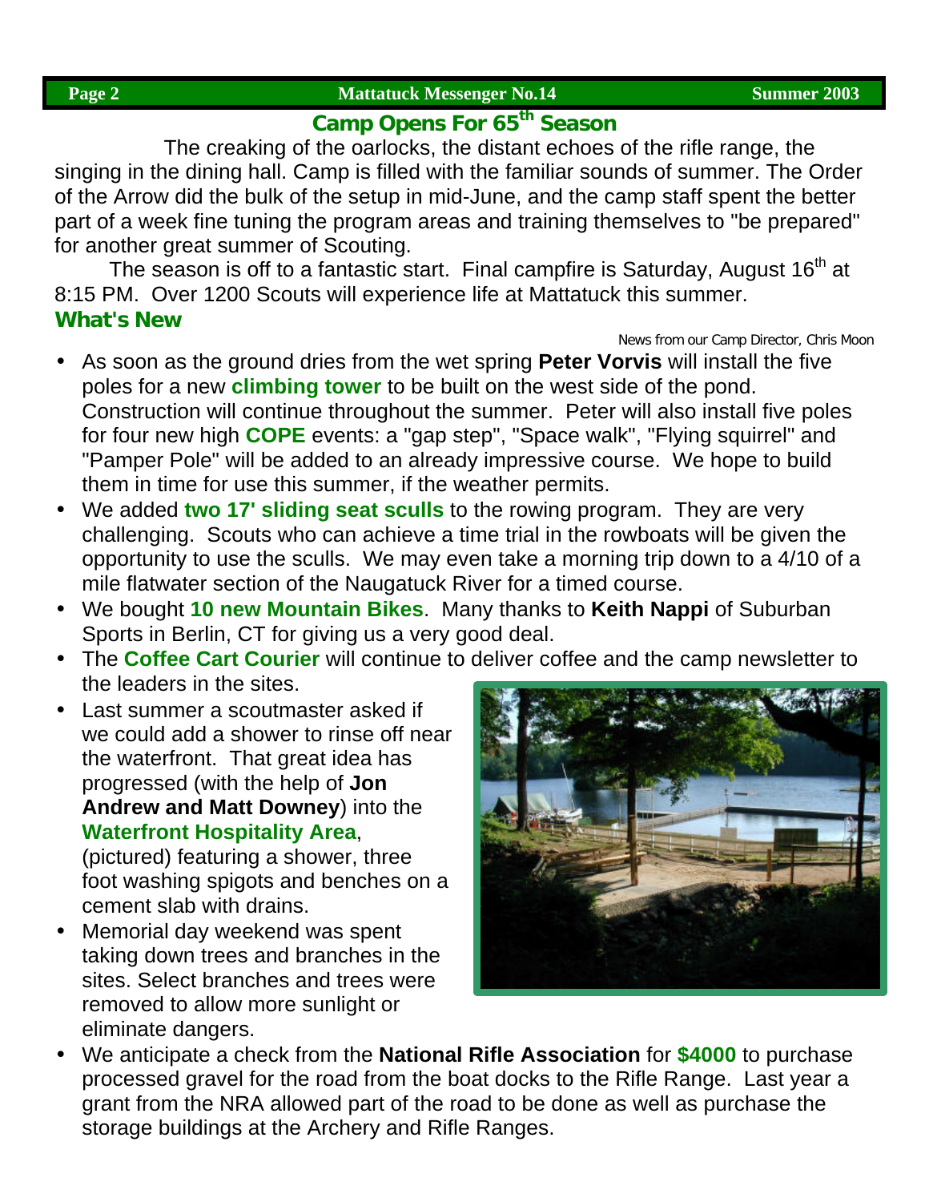## Camp Opens For 65th Season

The creaking of the oarlocks, the distant echoes of the rifle range, the singing in the dining hall. Camp is filled with the familiar sounds of summer. The Order of the Arrow did the bulk of the setup in mid-June, and the camp staff spent the better part of a week fine tuning the program areas and training themselves to "be prepared" for another great summer of Scouting.

The season is off to a fantastic start. Final campfire is Saturday, August 16th at 8:15 PM. Over 1200 Scouts will experience life at Mattatuck this summer.

### What's New

News from our Camp Director, Chris Moon

- As soon as the ground dries from the wet spring **Peter Vorvis** will install the five poles for a new **climbing tower** to be built on the west side of the pond. Construction will continue throughout the summer. Peter will also install five poles for four new high **COPE** events: a "gap step", "Space walk", "Flying squirrel" and "Pamper Pole" will be added to an already impressive course. We hope to build them in time for use this summer, if the weather permits.
- We added **two 17' sliding seat sculls** to the rowing program. They are very challenging. Scouts who can achieve a time trial in the rowboats will be given the opportunity to use the sculls. We may even take a morning trip down to a 4/10 of a mile flatwater section of the Naugatuck River for a timed course.
- We bought **10 new Mountain Bikes**. Many thanks to **Keith Nappi** of Suburban Sports in Berlin, CT for giving us a very good deal.
- The **Coffee Cart Courier** will continue to deliver coffee and the camp newsletter to the leaders in the sites.
- Last summer a scoutmaster asked if we could add a shower to rinse off near the waterfront. That great idea has progressed (with the help of **Jon Andrew and Matt Downey**) into the **Waterfront Hospitality Area**, (pictured) featuring a shower, three foot washing spigots and benches on a cement slab with drains.
- Memorial day weekend was spent taking down trees and branches in the sites. Select branches and trees were removed to allow more sunlight or eliminate dangers.
- We anticipate a check from the **National Rifle Association** for **$4000** to purchase processed gravel for the road from the boat docks to the Rifle Range. Last year a grant from the NRA allowed part of the road to be done as well as purchase the storage buildings at the Archery and Rifle Ranges.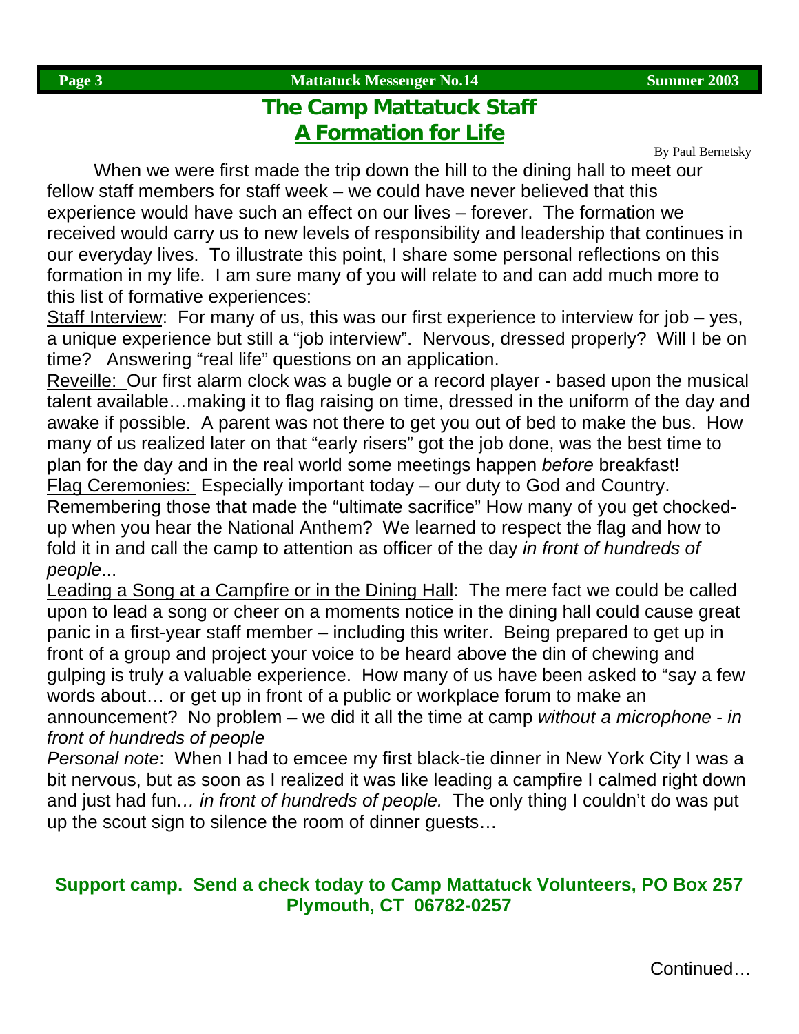# The Camp Mattatuck Staff

## A Formation for Life

By Paul Bernetsky

When we were first made the trip down the hill to the dining hall to meet our fellow staff members for staff week – we could have never believed that this experience would have such an effect on our lives – forever. The formation we received would carry us to new levels of responsibility and leadership that continues in our everyday lives. To illustrate this point, I share some personal reflections on this formation in my life. I am sure many of you will relate to and can add much more to this list of formative experiences:

Staff Interview: For many of us, this was our first experience to interview for job – yes, a unique experience but still a "job interview". Nervous, dressed properly? Will I be on time? Answering "real life" questions on an application.

Reveille: Our first alarm clock was a bugle or a record player - based upon the musical talent available…making it to flag raising on time, dressed in the uniform of the day and awake if possible. A parent was not there to get you out of bed to make the bus. How many of us realized later on that "early risers" got the job done, was the best time to plan for the day and in the real world some meetings happen *before* breakfast!

Flag Ceremonies: Especially important today – our duty to God and Country. Remembering those that made the "ultimate sacrifice" How many of you get chocked-up when you hear the National Anthem? We learned to respect the flag and how to fold it in and call the camp to attention as officer of the day *in front of hundreds of people*...

Leading a Song at a Campfire or in the Dining Hall: The mere fact we could be called upon to lead a song or cheer on a moments notice in the dining hall could cause great panic in a first-year staff member – including this writer. Being prepared to get up in front of a group and project your voice to be heard above the din of chewing and gulping is truly a valuable experience. How many of us have been asked to "say a few words about… or get up in front of a public or workplace forum to make an announcement? No problem – we did it all the time at camp *without a microphone* - *in front of hundreds of people*

*Personal note*: When I had to emcee my first black-tie dinner in New York City I was a bit nervous, but as soon as I realized it was like leading a campfire I calmed right down and just had fun*… in front of hundreds of people.* The only thing I couldn't do was put up the scout sign to silence the room of dinner guests…

**Support camp. Send a check today to Camp Mattatuck Volunteers, PO Box 257 Plymouth, CT 06782-0257**

Continued…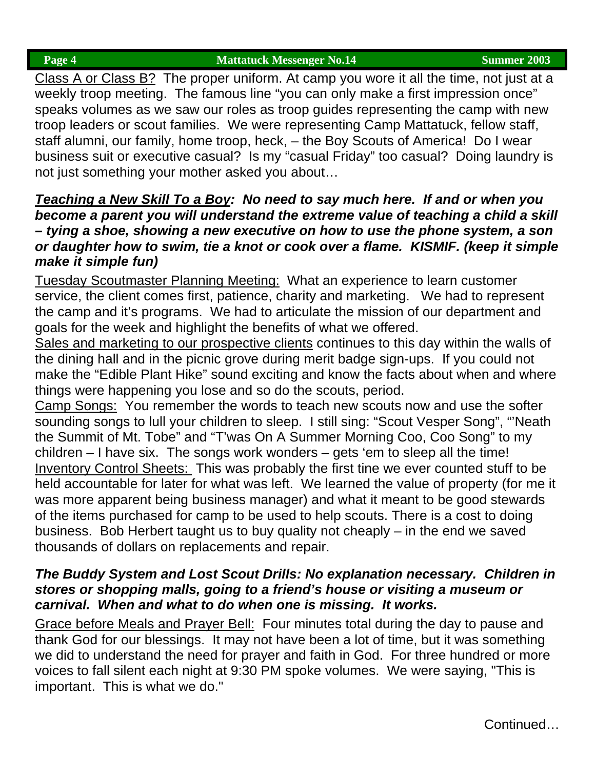Class A or Class B? The proper uniform. At camp you wore it all the time, not just at a weekly troop meeting. The famous line "you can only make a first impression once" speaks volumes as we saw our roles as troop guides representing the camp with new troop leaders or scout families. We were representing Camp Mattatuck, fellow staff, staff alumni, our family, home troop, heck, – the Boy Scouts of America! Do I wear business suit or executive casual? Is my "casual Friday" too casual? Doing laundry is not just something your mother asked you about…

***Teaching a New Skill To a Boy*: No need to say much here. If and or when you become a parent you will understand the extreme value of teaching a child a skill – tying a shoe, showing a new executive on how to use the phone system, a son or daughter how to swim, tie a knot or cook over a flame. KISMIF. (keep it simple make it simple fun)**

Tuesday Scoutmaster Planning Meeting: What an experience to learn customer service, the client comes first, patience, charity and marketing. We had to represent the camp and it's programs. We had to articulate the mission of our department and goals for the week and highlight the benefits of what we offered.

Sales and marketing to our prospective clients continues to this day within the walls of the dining hall and in the picnic grove during merit badge sign-ups. If you could not make the "Edible Plant Hike" sound exciting and know the facts about when and where things were happening you lose and so do the scouts, period.

Camp Songs: You remember the words to teach new scouts now and use the softer sounding songs to lull your children to sleep. I still sing: "Scout Vesper Song", "'Neath the Summit of Mt. Tobe" and "T'was On A Summer Morning Coo, Coo Song" to my children – I have six. The songs work wonders – gets 'em to sleep all the time!

Inventory Control Sheets: This was probably the first tine we ever counted stuff to be held accountable for later for what was left. We learned the value of property (for me it was more apparent being business manager) and what it meant to be good stewards of the items purchased for camp to be used to help scouts. There is a cost to doing business. Bob Herbert taught us to buy quality not cheaply – in the end we saved thousands of dollars on replacements and repair.

***The Buddy System and Lost Scout Drills: No explanation necessary. Children in stores or shopping malls, going to a friend's house or visiting a museum or carnival. When and what to do when one is missing. It works.***

Grace before Meals and Prayer Bell: Four minutes total during the day to pause and thank God for our blessings. It may not have been a lot of time, but it was something we did to understand the need for prayer and faith in God. For three hundred or more voices to fall silent each night at 9:30 PM spoke volumes. We were saying, "This is important. This is what we do."

Continued…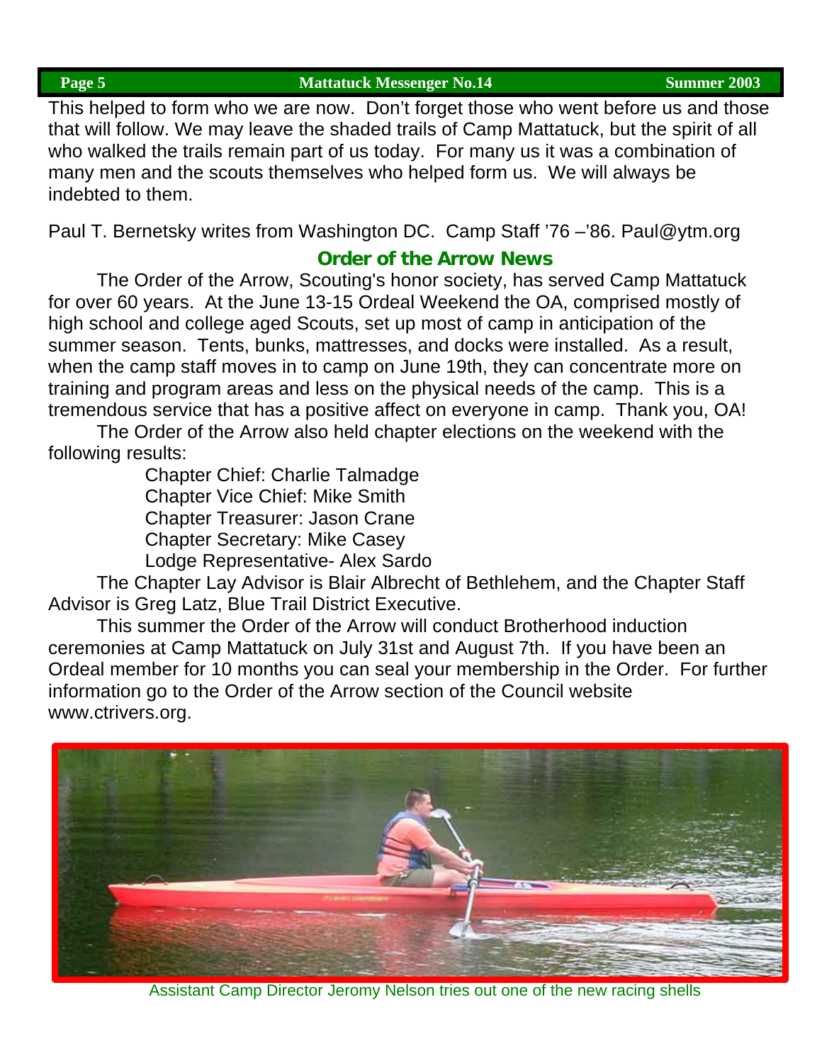This helped to form who we are now. Don't forget those who went before us and those that will follow. We may leave the shaded trails of Camp Mattatuck, but the spirit of all who walked the trails remain part of us today. For many us it was a combination of many men and the scouts themselves who helped form us. We will always be indebted to them.

Paul T. Bernetsky writes from Washington DC. Camp Staff '76 –'86. Paul@ytm.org

## Order of the Arrow News

The Order of the Arrow, Scouting's honor society, has served Camp Mattatuck for over 60 years. At the June 13-15 Ordeal Weekend the OA, comprised mostly of high school and college aged Scouts, set up most of camp in anticipation of the summer season. Tents, bunks, mattresses, and docks were installed. As a result, when the camp staff moves in to camp on June 19th, they can concentrate more on training and program areas and less on the physical needs of the camp. This is a tremendous service that has a positive affect on everyone in camp. Thank you, OA!

The Order of the Arrow also held chapter elections on the weekend with the following results:

Chapter Chief: Charlie Talmadge
Chapter Vice Chief: Mike Smith
Chapter Treasurer: Jason Crane
Chapter Secretary: Mike Casey
Lodge Representative- Alex Sardo

The Chapter Lay Advisor is Blair Albrecht of Bethlehem, and the Chapter Staff Advisor is Greg Latz, Blue Trail District Executive.

This summer the Order of the Arrow will conduct Brotherhood induction ceremonies at Camp Mattatuck on July 31st and August 7th. If you have been an Ordeal member for 10 months you can seal your membership in the Order. For further information go to the Order of the Arrow section of the Council website www.ctrivers.org.

Assistant Camp Director Jeromy Nelson tries out one of the new racing shells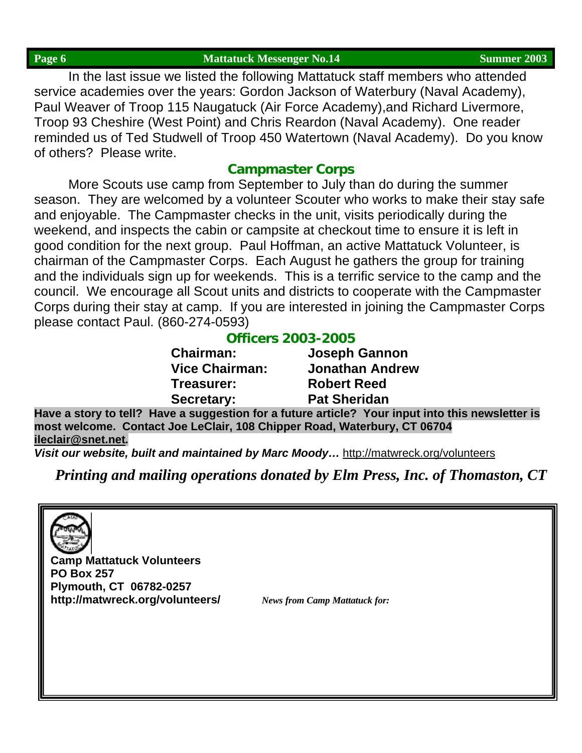In the last issue we listed the following Mattatuck staff members who attended service academies over the years: Gordon Jackson of Waterbury (Naval Academy), Paul Weaver of Troop 115 Naugatuck (Air Force Academy),and Richard Livermore, Troop 93 Cheshire (West Point) and Chris Reardon (Naval Academy). One reader reminded us of Ted Studwell of Troop 450 Watertown (Naval Academy). Do you know of others? Please write.

## Campmaster Corps

More Scouts use camp from September to July than do during the summer season. They are welcomed by a volunteer Scouter who works to make their stay safe and enjoyable. The Campmaster checks in the unit, visits periodically during the weekend, and inspects the cabin or campsite at checkout time to ensure it is left in good condition for the next group. Paul Hoffman, an active Mattatuck Volunteer, is chairman of the Campmaster Corps. Each August he gathers the group for training and the individuals sign up for weekends. This is a terrific service to the camp and the council. We encourage all Scout units and districts to cooperate with the Campmaster Corps during their stay at camp. If you are interested in joining the Campmaster Corps please contact Paul. (860-274-0593)

## Officers 2003-2005

| | |
|---|---|
| **Chairman:** | **Joseph Gannon** |
| **Vice Chairman:** | **Jonathan Andrew** |
| **Treasurer:** | **Robert Reed** |
| **Secretary:** | **Pat Sheridan** |

**Have a story to tell? Have a suggestion for a future article? Your input into this newsletter is most welcome. Contact Joe LeClair, 108 Chipper Road, Waterbury, CT 06704 ileclair@snet.net.**

***Visit our website, built and maintained by Marc Moody…*** http://matwreck.org/volunteers

***Printing and mailing operations donated by Elm Press, Inc. of Thomaston, CT***

**Camp Mattatuck Volunteers**
**PO Box 257**
**Plymouth, CT 06782-0257**
**http://matwreck.org/volunteers/**

*News from Camp Mattatuck for:*